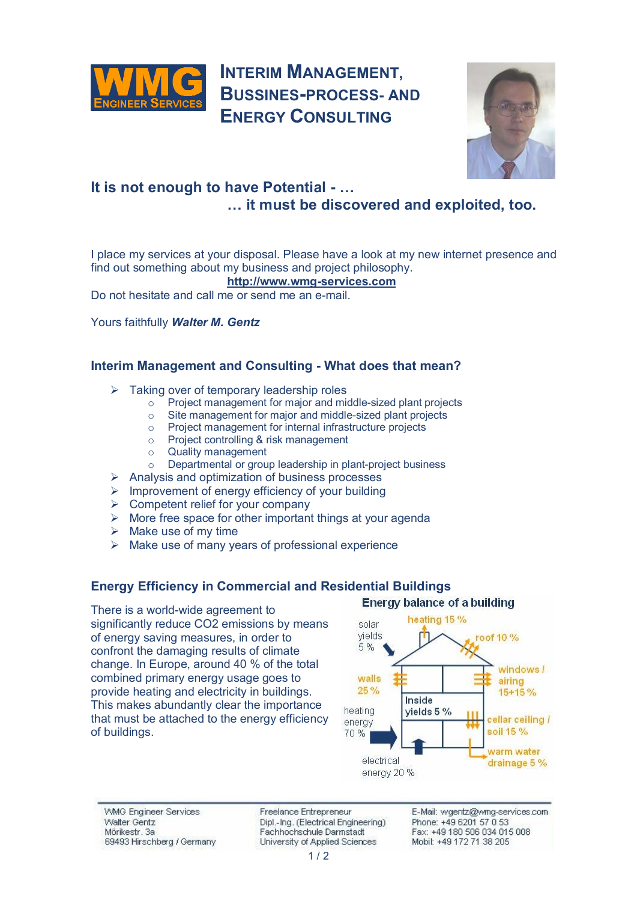# WMG Engineer Services

## Interim Management, Bussines-Process- and Energy Consulting

## It is not enough to have Potential - …
## … it must be discovered and exploited, too.

I place my services at your disposal. Please have a look at my new internet presence and find out something about my business and project philosophy.

**http://www.wmg-services.com**

Do not hesitate and call me or send me an e-mail.

Yours faithfully ***Walter M. Gentz***

### Interim Management and Consulting - What does that mean?

- Taking over of temporary leadership roles
  - Project management for major and middle-sized plant projects
  - Site management for major and middle-sized plant projects
  - Project management for internal infrastructure projects
  - Project controlling & risk management
  - Quality management
  - Departmental or group leadership in plant-project business
- Analysis and optimization of business processes
- Improvement of energy efficiency of your building
- Competent relief for your company
- More free space for other important things at your agenda
- Make use of my time
- Make use of many years of professional experience

### Energy Efficiency in Commercial and Residential Buildings

There is a world-wide agreement to significantly reduce $CO_2$ emissions by means of energy saving measures, in order to confront the damaging results of climate change. In Europe, around 40 % of the total combined primary energy usage goes to provide heating and electricity in buildings. This makes abundantly clear the importance that must be attached to the energy efficiency of buildings.

**Energy balance of a building**

solar yields 5 %; heating 15 %; roof 10 %; walls 25 %; windows / airing 15+15 %; Inside yields 5 %; heating energy 70 %; cellar ceiling / soil 15 %; electrical energy 20 %; warm water drainage 5 %

---

WMG Engineer Services
Walter Gentz
Mörikestr. 3a
69493 Hirschberg / Germany

Freelance Entrepreneur
Dipl.-Ing. (Electrical Engineering)
Fachhochschule Darmstadt
University of Applied Sciences

E-Mail: wgentz@wmg-services.com
Phone: +49 6201 57 0 53
Fax: +49 180 506 034 015 008
Mobil: +49 172 71 38 205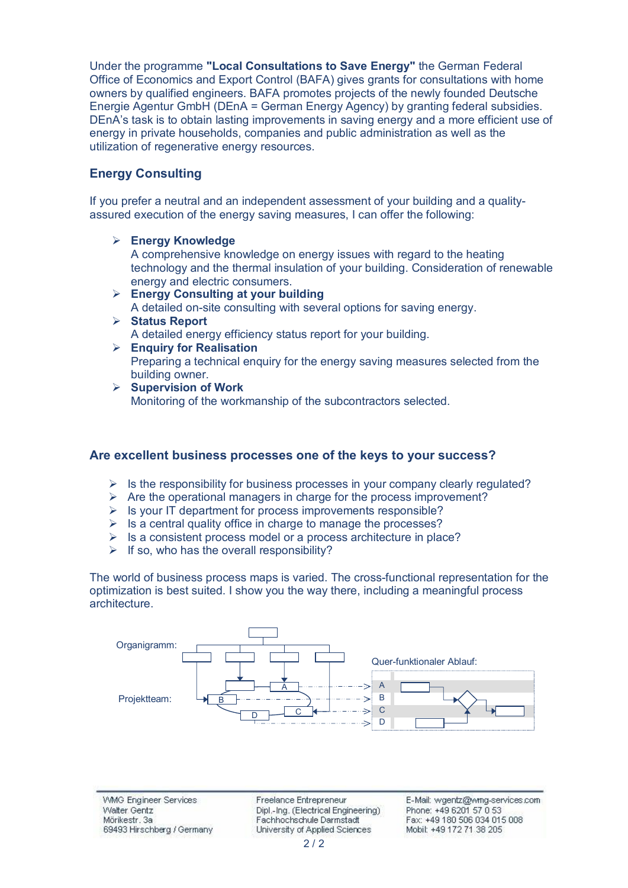Under the programme **"Local Consultations to Save Energy"** the German Federal Office of Economics and Export Control (BAFA) gives grants for consultations with home owners by qualified engineers. BAFA promotes projects of the newly founded Deutsche Energie Agentur GmbH (DEnA = German Energy Agency) by granting federal subsidies. DEnA's task is to obtain lasting improvements in saving energy and a more efficient use of energy in private households, companies and public administration as well as the utilization of regenerative energy resources.

## Energy Consulting

If you prefer a neutral and an independent assessment of your building and a quality-assured execution of the energy saving measures, I can offer the following:

- **Energy Knowledge**
  A comprehensive knowledge on energy issues with regard to the heating technology and the thermal insulation of your building. Consideration of renewable energy and electric consumers.
- **Energy Consulting at your building**
  A detailed on-site consulting with several options for saving energy.
- **Status Report**
  A detailed energy efficiency status report for your building.
- **Enquiry for Realisation**
  Preparing a technical enquiry for the energy saving measures selected from the building owner.
- **Supervision of Work**
  Monitoring of the workmanship of the subcontractors selected.

## Are excellent business processes one of the keys to your success?

- Is the responsibility for business processes in your company clearly regulated?
- Are the operational managers in charge for the process improvement?
- Is your IT department for process improvements responsible?
- Is a central quality office in charge to manage the processes?
- Is a consistent process model or a process architecture in place?
- If so, who has the overall responsibility?

The world of business process maps is varied. The cross-functional representation for the optimization is best suited. I show you the way there, including a meaningful process architecture.

Organigramm:

Projektteam:

A
B
C
D

Quer-funktionaler Ablauf:

A
B
C
D

WMG Engineer Services
Walter Gentz
Mörikestr. 3a
69493 Hirschberg / Germany

Freelance Entrepreneur
Dipl.-Ing. (Electrical Engineering)
Fachhochschule Darmstadt
University of Applied Sciences

E-Mail: wgentz@wmg-services.com
Phone: +49 6201 57 0 53
Fax: +49 180 506 034 015 008
Mobil: +49 172 71 38 205